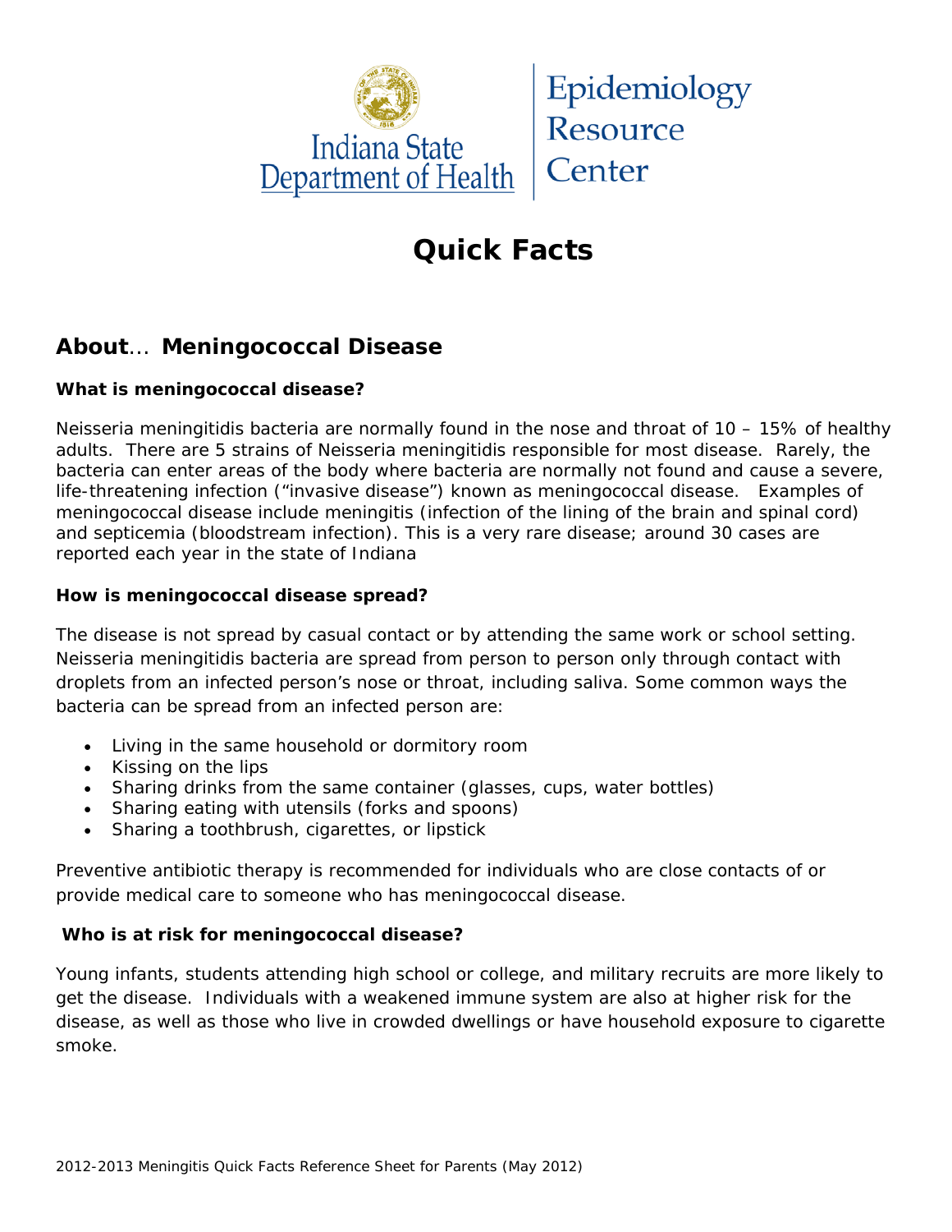Indiana State Department of Health | Epidemiology Resource Center

# Quick Facts

## About... Meningococcal Disease

**What is meningococcal disease?**

Neisseria meningitidis bacteria are normally found in the nose and throat of 10 – 15% of healthy adults. There are 5 strains of Neisseria meningitidis responsible for most disease. Rarely, the bacteria can enter areas of the body where bacteria are normally not found and cause a severe, life-threatening infection ("invasive disease") known as meningococcal disease. Examples of meningococcal disease include meningitis (infection of the lining of the brain and spinal cord) and septicemia (bloodstream infection). This is a very rare disease; around 30 cases are reported each year in the state of Indiana

**How is meningococcal disease spread?**

The disease is not spread by casual contact or by attending the same work or school setting. Neisseria meningitidis bacteria are spread from person to person only through contact with droplets from an infected person's nose or throat, including saliva. Some common ways the bacteria can be spread from an infected person are:

- Living in the same household or dormitory room
- Kissing on the lips
- Sharing drinks from the same container (glasses, cups, water bottles)
- Sharing eating with utensils (forks and spoons)
- Sharing a toothbrush, cigarettes, or lipstick

Preventive antibiotic therapy is recommended for individuals who are close contacts of or provide medical care to someone who has meningococcal disease.

**Who is at risk for meningococcal disease?**

Young infants, students attending high school or college, and military recruits are more likely to get the disease. Individuals with a weakened immune system are also at higher risk for the disease, as well as those who live in crowded dwellings or have household exposure to cigarette smoke.

2012-2013 Meningitis Quick Facts Reference Sheet for Parents (May 2012)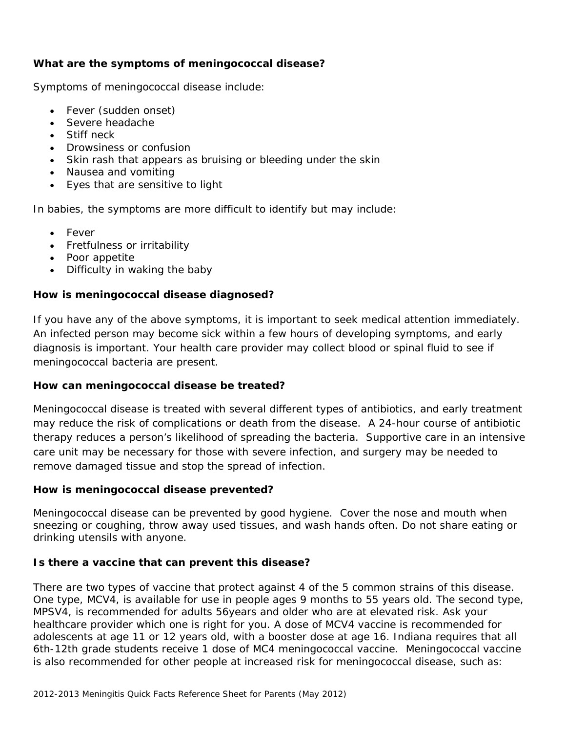**What are the symptoms of meningococcal disease?**

Symptoms of meningococcal disease include:

- Fever (sudden onset)
- Severe headache
- Stiff neck
- Drowsiness or confusion
- Skin rash that appears as bruising or bleeding under the skin
- Nausea and vomiting
- Eyes that are sensitive to light

In babies, the symptoms are more difficult to identify but may include:

- Fever
- Fretfulness or irritability
- Poor appetite
- Difficulty in waking the baby

**How is meningococcal disease diagnosed?**

If you have any of the above symptoms, it is important to seek medical attention immediately. An infected person may become sick within a few hours of developing symptoms, and early diagnosis is important. Your health care provider may collect blood or spinal fluid to see if meningococcal bacteria are present.

**How can meningococcal disease be treated?**

Meningococcal disease is treated with several different types of antibiotics, and early treatment may reduce the risk of complications or death from the disease. A 24-hour course of antibiotic therapy reduces a person's likelihood of spreading the bacteria. Supportive care in an intensive care unit may be necessary for those with severe infection, and surgery may be needed to remove damaged tissue and stop the spread of infection.

**How is meningococcal disease prevented?**

Meningococcal disease can be prevented by good hygiene. Cover the nose and mouth when sneezing or coughing, throw away used tissues, and wash hands often. Do not share eating or drinking utensils with anyone.

**Is there a vaccine that can prevent this disease?**

There are two types of vaccine that protect against 4 of the 5 common strains of this disease. One type, MCV4, is available for use in people ages 9 months to 55 years old. The second type, MPSV4, is recommended for adults 56years and older who are at elevated risk. Ask your healthcare provider which one is right for you. A dose of MCV4 vaccine is recommended for adolescents at age 11 or 12 years old, with a booster dose at age 16. Indiana requires that all 6th-12th grade students receive 1 dose of MC4 meningococcal vaccine. Meningococcal vaccine is also recommended for other people at increased risk for meningococcal disease, such as: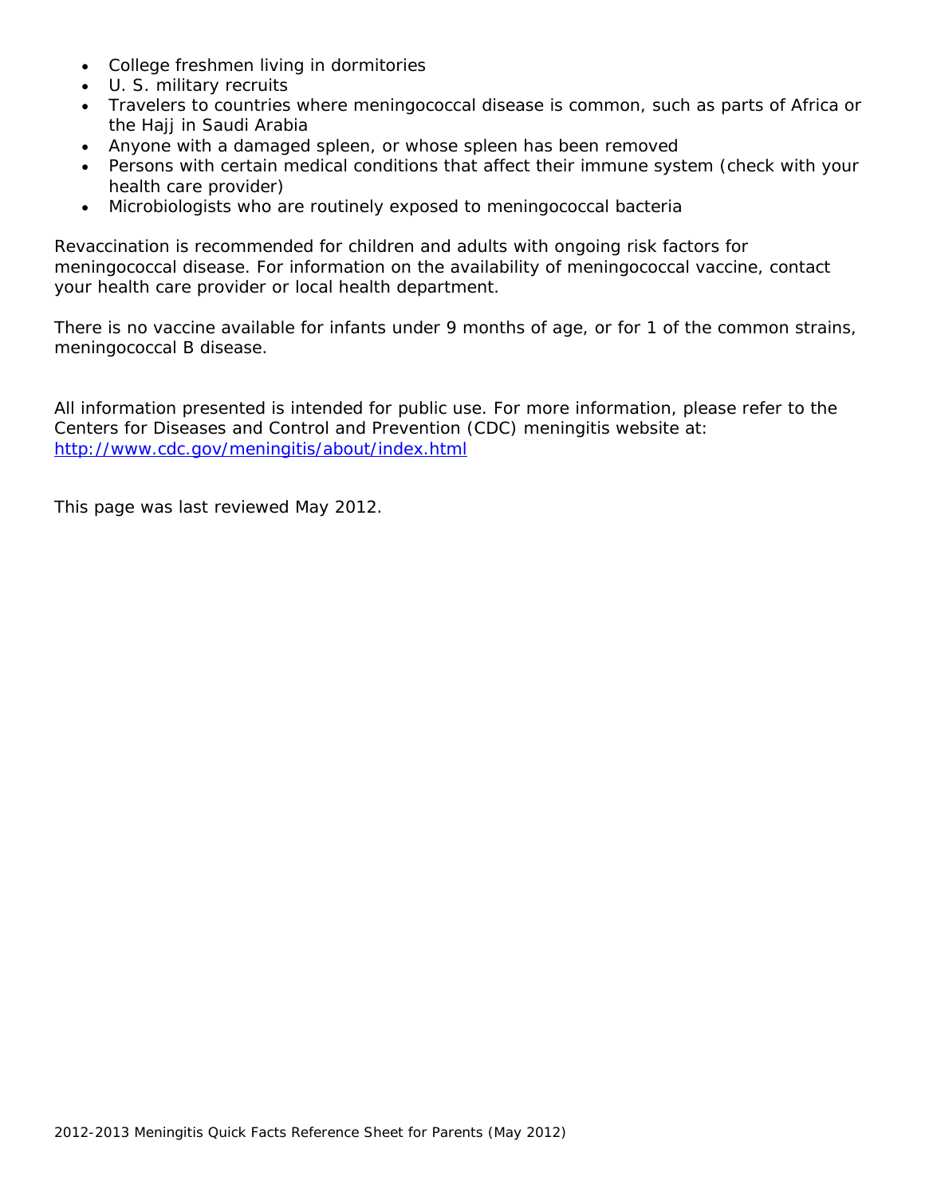- College freshmen living in dormitories
- U. S. military recruits
- Travelers to countries where meningococcal disease is common, such as parts of Africa or the Hajj in Saudi Arabia
- Anyone with a damaged spleen, or whose spleen has been removed
- Persons with certain medical conditions that affect their immune system (check with your health care provider)
- Microbiologists who are routinely exposed to meningococcal bacteria

Revaccination is recommended for children and adults with ongoing risk factors for meningococcal disease. For information on the availability of meningococcal vaccine, contact your health care provider or local health department.

There is no vaccine available for infants under 9 months of age, or for 1 of the common strains, meningococcal B disease.

All information presented is intended for public use. For more information, please refer to the Centers for Diseases and Control and Prevention (CDC) meningitis website at: [http://www.cdc.gov/meningitis/about/index.html](http://www.cdc.gov/meningitis/about/index.html)

This page was last reviewed May 2012.